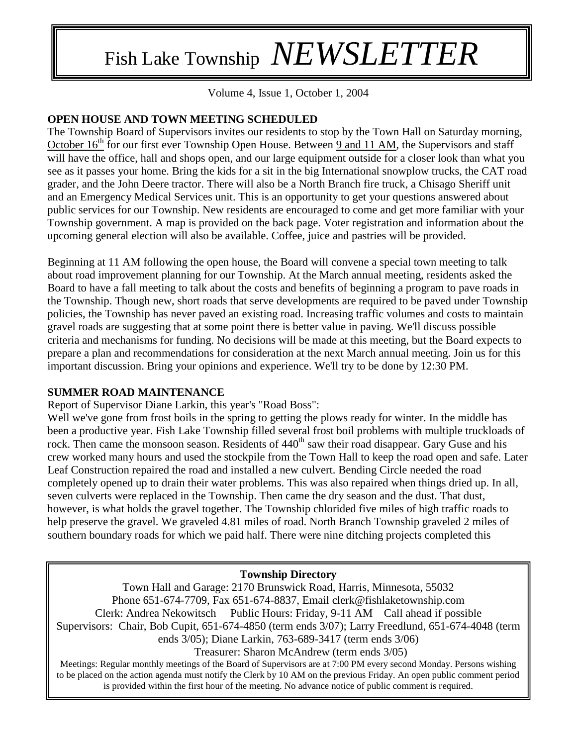# Fish Lake Township *NEWSLETTER*

Volume 4, Issue 1, October 1, 2004

**OPEN HOUSE AND TOWN MEETING SCHEDULED**

The Township Board of Supervisors invites our residents to stop by the Town Hall on Saturday morning, October 16th for our first ever Township Open House. Between 9 and 11 AM, the Supervisors and staff will have the office, hall and shops open, and our large equipment outside for a closer look than what you see as it passes your home. Bring the kids for a sit in the big International snowplow trucks, the CAT road grader, and the John Deere tractor. There will also be a North Branch fire truck, a Chisago Sheriff unit and an Emergency Medical Services unit. This is an opportunity to get your questions answered about public services for our Township. New residents are encouraged to come and get more familiar with your Township government. A map is provided on the back page. Voter registration and information about the upcoming general election will also be available. Coffee, juice and pastries will be provided.

Beginning at 11 AM following the open house, the Board will convene a special town meeting to talk about road improvement planning for our Township. At the March annual meeting, residents asked the Board to have a fall meeting to talk about the costs and benefits of beginning a program to pave roads in the Township. Though new, short roads that serve developments are required to be paved under Township policies, the Township has never paved an existing road. Increasing traffic volumes and costs to maintain gravel roads are suggesting that at some point there is better value in paving. We'll discuss possible criteria and mechanisms for funding. No decisions will be made at this meeting, but the Board expects to prepare a plan and recommendations for consideration at the next March annual meeting. Join us for this important discussion. Bring your opinions and experience. We'll try to be done by 12:30 PM.

**SUMMER ROAD MAINTENANCE**

Report of Supervisor Diane Larkin, this year's "Road Boss":

Well we've gone from frost boils in the spring to getting the plows ready for winter. In the middle has been a productive year. Fish Lake Township filled several frost boil problems with multiple truckloads of rock. Then came the monsoon season. Residents of 440th saw their road disappear. Gary Guse and his crew worked many hours and used the stockpile from the Town Hall to keep the road open and safe. Later Leaf Construction repaired the road and installed a new culvert. Bending Circle needed the road completely opened up to drain their water problems. This was also repaired when things dried up. In all, seven culverts were replaced in the Township. Then came the dry season and the dust. That dust, however, is what holds the gravel together. The Township chlorided five miles of high traffic roads to help preserve the gravel. We graveled 4.81 miles of road. North Branch Township graveled 2 miles of southern boundary roads for which we paid half. There were nine ditching projects completed this

---

**Township Directory**

Town Hall and Garage: 2170 Brunswick Road, Harris, Minnesota, 55032
Phone 651-674-7709, Fax 651-674-8837, Email clerk@fishlaketownship.com
Clerk: Andrea Nekowitsch Public Hours: Friday, 9-11 AM Call ahead if possible
Supervisors: Chair, Bob Cupit, 651-674-4850 (term ends 3/07); Larry Freedlund, 651-674-4048 (term ends 3/05); Diane Larkin, 763-689-3417 (term ends 3/06)
Treasurer: Sharon McAndrew (term ends 3/05)

Meetings: Regular monthly meetings of the Board of Supervisors are at 7:00 PM every second Monday. Persons wishing to be placed on the action agenda must notify the Clerk by 10 AM on the previous Friday. An open public comment period is provided within the first hour of the meeting. No advance notice of public comment is required.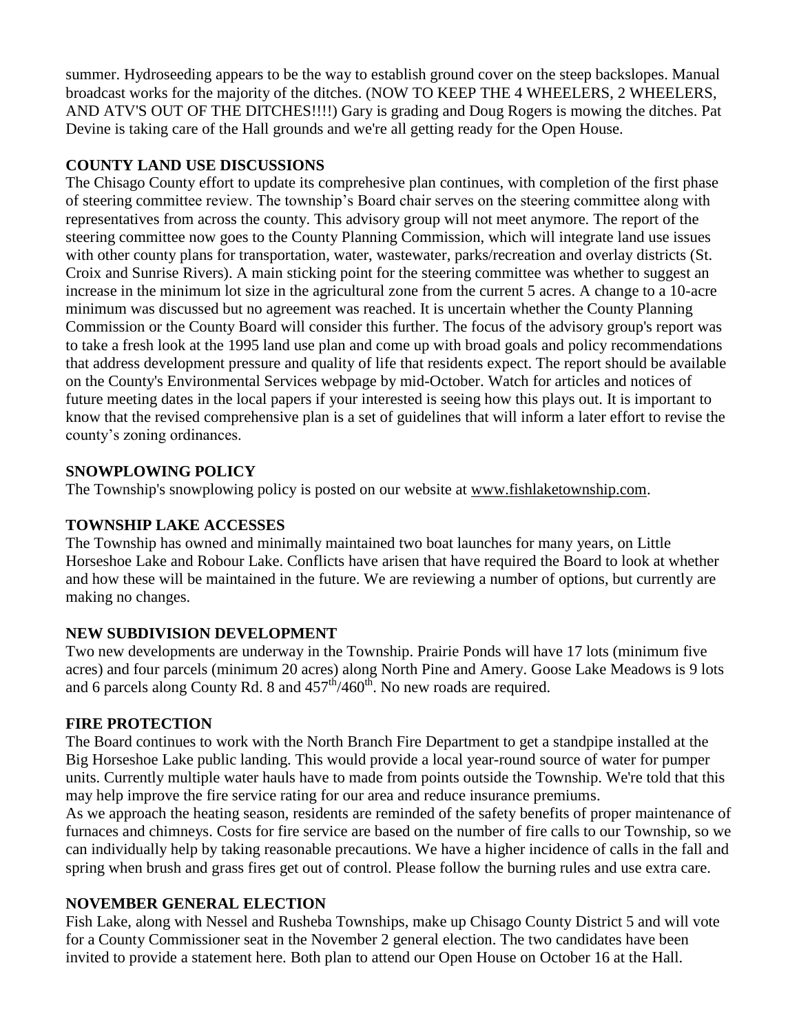summer. Hydroseeding appears to be the way to establish ground cover on the steep backslopes. Manual broadcast works for the majority of the ditches. (NOW TO KEEP THE 4 WHEELERS, 2 WHEELERS, AND ATV'S OUT OF THE DITCHES!!!!) Gary is grading and Doug Rogers is mowing the ditches. Pat Devine is taking care of the Hall grounds and we're all getting ready for the Open House.

**COUNTY LAND USE DISCUSSIONS**

The Chisago County effort to update its comprehesive plan continues, with completion of the first phase of steering committee review. The township's Board chair serves on the steering committee along with representatives from across the county. This advisory group will not meet anymore. The report of the steering committee now goes to the County Planning Commission, which will integrate land use issues with other county plans for transportation, water, wastewater, parks/recreation and overlay districts (St. Croix and Sunrise Rivers). A main sticking point for the steering committee was whether to suggest an increase in the minimum lot size in the agricultural zone from the current 5 acres. A change to a 10-acre minimum was discussed but no agreement was reached. It is uncertain whether the County Planning Commission or the County Board will consider this further. The focus of the advisory group's report was to take a fresh look at the 1995 land use plan and come up with broad goals and policy recommendations that address development pressure and quality of life that residents expect. The report should be available on the County's Environmental Services webpage by mid-October. Watch for articles and notices of future meeting dates in the local papers if your interested is seeing how this plays out. It is important to know that the revised comprehensive plan is a set of guidelines that will inform a later effort to revise the county's zoning ordinances.

**SNOWPLOWING POLICY**

The Township's snowplowing policy is posted on our website at www.fishlaketownship.com.

**TOWNSHIP LAKE ACCESSES**

The Township has owned and minimally maintained two boat launches for many years, on Little Horseshoe Lake and Robour Lake. Conflicts have arisen that have required the Board to look at whether and how these will be maintained in the future. We are reviewing a number of options, but currently are making no changes.

**NEW SUBDIVISION DEVELOPMENT**

Two new developments are underway in the Township. Prairie Ponds will have 17 lots (minimum five acres) and four parcels (minimum 20 acres) along North Pine and Amery. Goose Lake Meadows is 9 lots and 6 parcels along County Rd. 8 and 457th/460th. No new roads are required.

**FIRE PROTECTION**

The Board continues to work with the North Branch Fire Department to get a standpipe installed at the Big Horseshoe Lake public landing. This would provide a local year-round source of water for pumper units. Currently multiple water hauls have to made from points outside the Township. We're told that this may help improve the fire service rating for our area and reduce insurance premiums.

As we approach the heating season, residents are reminded of the safety benefits of proper maintenance of furnaces and chimneys. Costs for fire service are based on the number of fire calls to our Township, so we can individually help by taking reasonable precautions. We have a higher incidence of calls in the fall and spring when brush and grass fires get out of control. Please follow the burning rules and use extra care.

**NOVEMBER GENERAL ELECTION**

Fish Lake, along with Nessel and Rusheba Townships, make up Chisago County District 5 and will vote for a County Commissioner seat in the November 2 general election. The two candidates have been invited to provide a statement here. Both plan to attend our Open House on October 16 at the Hall.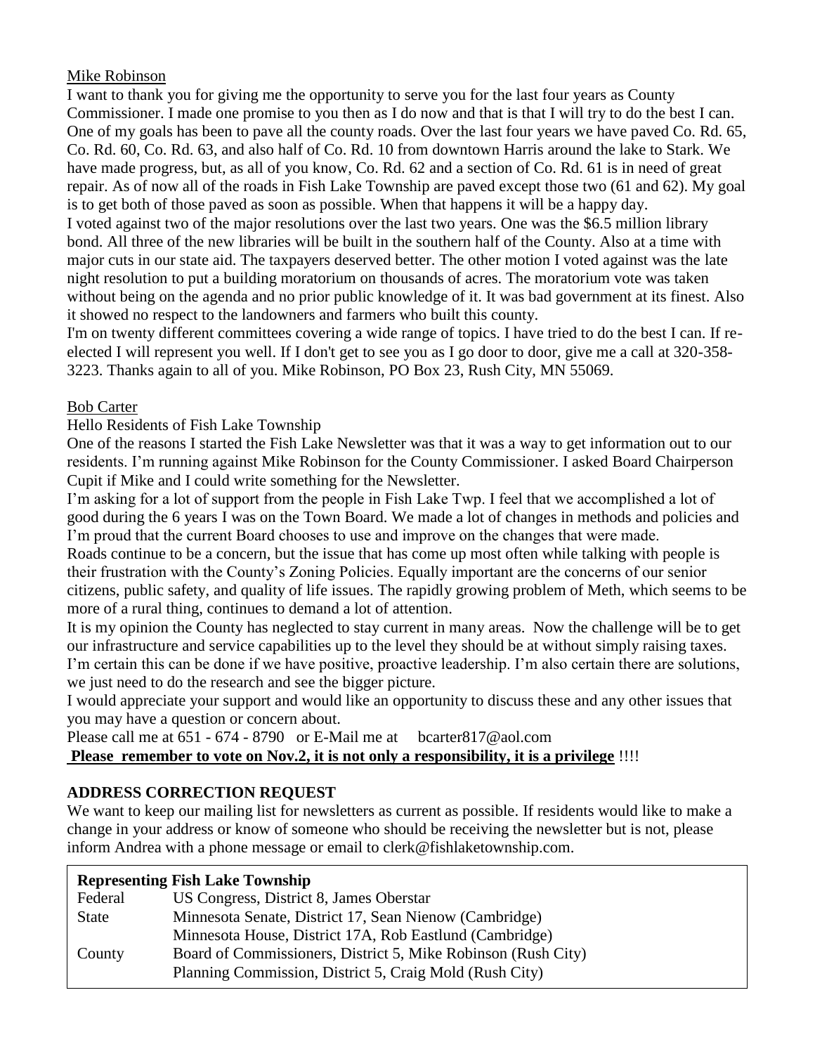<u>Mike Robinson</u>

I want to thank you for giving me the opportunity to serve you for the last four years as County Commissioner. I made one promise to you then as I do now and that is that I will try to do the best I can. One of my goals has been to pave all the county roads. Over the last four years we have paved Co. Rd. 65, Co. Rd. 60, Co. Rd. 63, and also half of Co. Rd. 10 from downtown Harris around the lake to Stark. We have made progress, but, as all of you know, Co. Rd. 62 and a section of Co. Rd. 61 is in need of great repair. As of now all of the roads in Fish Lake Township are paved except those two (61 and 62). My goal is to get both of those paved as soon as possible. When that happens it will be a happy day.

I voted against two of the major resolutions over the last two years. One was the $6.5 million library bond. All three of the new libraries will be built in the southern half of the County. Also at a time with major cuts in our state aid. The taxpayers deserved better. The other motion I voted against was the late night resolution to put a building moratorium on thousands of acres. The moratorium vote was taken without being on the agenda and no prior public knowledge of it. It was bad government at its finest. Also it showed no respect to the landowners and farmers who built this county.

I'm on twenty different committees covering a wide range of topics. I have tried to do the best I can. If re-elected I will represent you well. If I don't get to see you as I go door to door, give me a call at 320-358-3223. Thanks again to all of you. Mike Robinson, PO Box 23, Rush City, MN 55069.

<u>Bob Carter</u>

Hello Residents of Fish Lake Township

One of the reasons I started the Fish Lake Newsletter was that it was a way to get information out to our residents. I'm running against Mike Robinson for the County Commissioner. I asked Board Chairperson Cupit if Mike and I could write something for the Newsletter.

I'm asking for a lot of support from the people in Fish Lake Twp. I feel that we accomplished a lot of good during the 6 years I was on the Town Board. We made a lot of changes in methods and policies and I'm proud that the current Board chooses to use and improve on the changes that were made.

Roads continue to be a concern, but the issue that has come up most often while talking with people is their frustration with the County's Zoning Policies. Equally important are the concerns of our senior citizens, public safety, and quality of life issues. The rapidly growing problem of Meth, which seems to be more of a rural thing, continues to demand a lot of attention.

It is my opinion the County has neglected to stay current in many areas. Now the challenge will be to get our infrastructure and service capabilities up to the level they should be at without simply raising taxes. I'm certain this can be done if we have positive, proactive leadership. I'm also certain there are solutions, we just need to do the research and see the bigger picture.

I would appreciate your support and would like an opportunity to discuss these and any other issues that you may have a question or concern about.

Please call me at 651 - 674 - 8790 or E-Mail me at bcarter817@aol.com

**<u>Please remember to vote on Nov.2, it is not only a responsibility, it is a privilege</u>** !!!!

**ADDRESS CORRECTION REQUEST**

We want to keep our mailing list for newsletters as current as possible. If residents would like to make a change in your address or know of someone who should be receiving the newsletter but is not, please inform Andrea with a phone message or email to clerk@fishlaketownship.com.

**Representing Fish Lake Township**

| | |
|---|---|
| Federal | US Congress, District 8, James Oberstar |
| State | Minnesota Senate, District 17, Sean Nienow (Cambridge) |
| | Minnesota House, District 17A, Rob Eastlund (Cambridge) |
| County | Board of Commissioners, District 5, Mike Robinson (Rush City) |
| | Planning Commission, District 5, Craig Mold (Rush City) |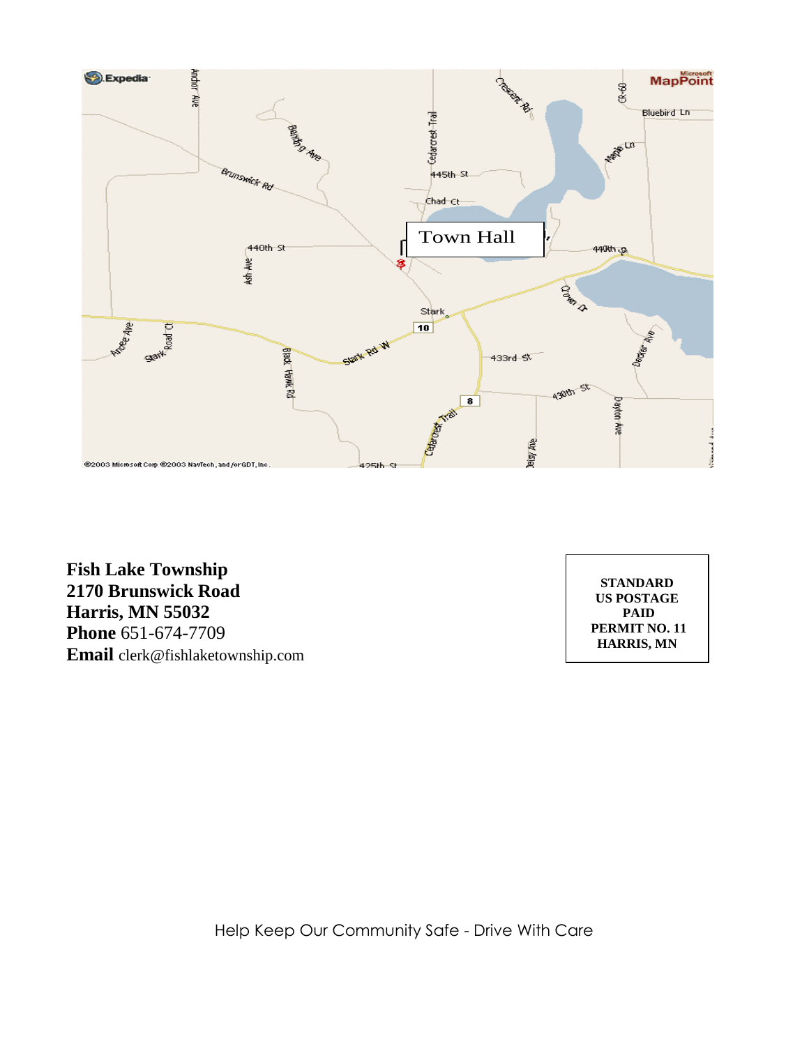Town Hall

**Fish Lake Township**
**2170 Brunswick Road**
**Harris, MN 55032**
**Phone** 651-674-7709
**Email** clerk@fishlaketownship.com

**STANDARD**
**US POSTAGE**
**PAID**
**PERMIT NO. 11**
**HARRIS, MN**

Help Keep Our Community Safe - Drive With Care